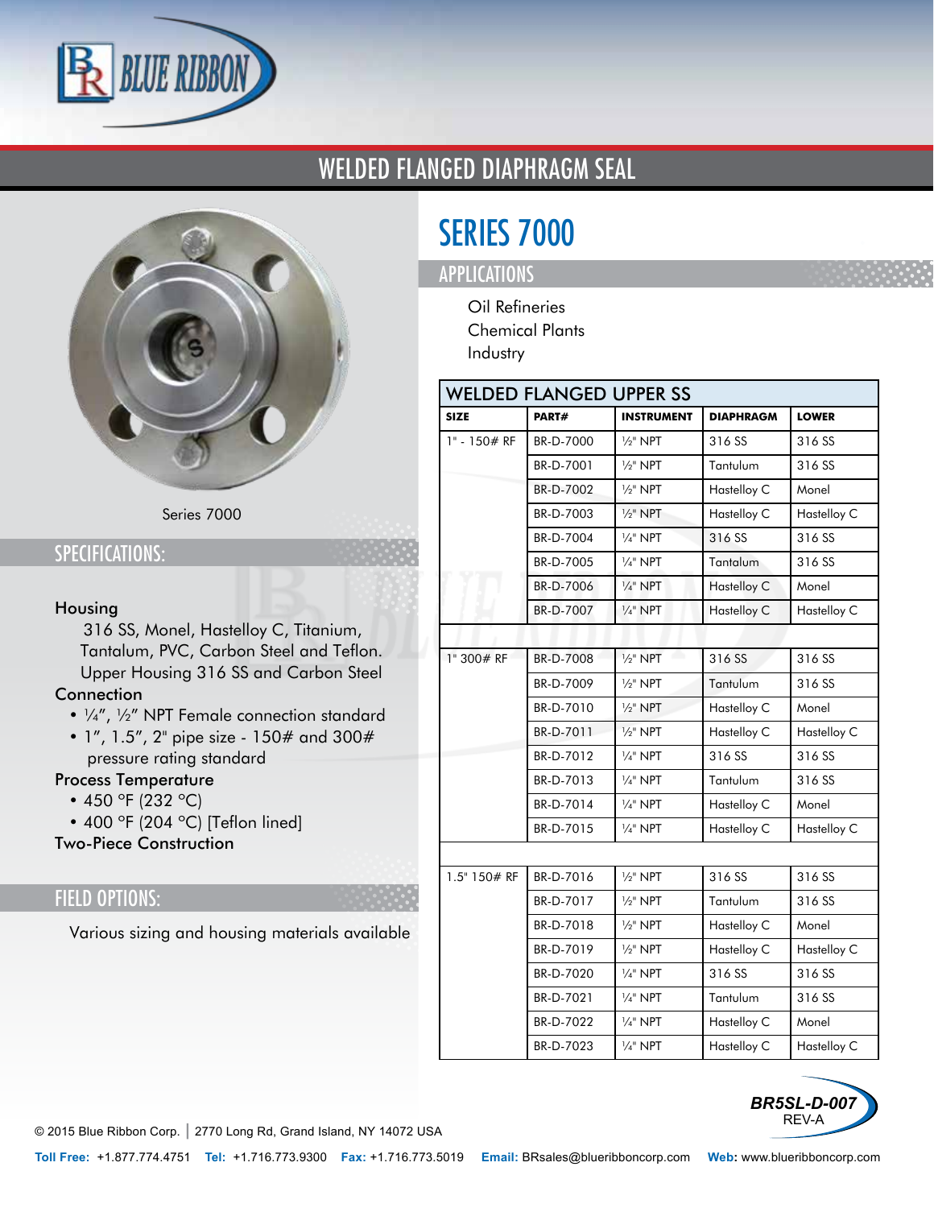# WELDED FLANGED DIAPHRAGM SEAL

Series 7000

## SPECIFICATIONS:

**Housing**

316 SS, Monel, Hastelloy C, Titanium, Tantalum, PVC, Carbon Steel and Teflon. Upper Housing 316 SS and Carbon Steel

**Connection**

- ¼", ½" NPT Female connection standard
- 1", 1.5", 2" pipe size - 150# and 300# pressure rating standard

**Process Temperature**

- 450 °F (232 °C)
- 400 °F (204 °C) [Teflon lined]

**Two-Piece Construction**

## FIELD OPTIONS:

Various sizing and housing materials available

# SERIES 7000

## APPLICATIONS

Oil Refineries
Chemical Plants
Industry

**WELDED FLANGED UPPER SS**

| SIZE | PART# | INSTRUMENT | DIAPHRAGM | LOWER |
|---|---|---|---|---|
| 1" - 150# RF | BR-D-7000 | ½" NPT | 316 SS | 316 SS |
| | BR-D-7001 | ½" NPT | Tantulum | 316 SS |
| | BR-D-7002 | ½" NPT | Hastelloy C | Monel |
| | BR-D-7003 | ½" NPT | Hastelloy C | Hastelloy C |
| | BR-D-7004 | ¼" NPT | 316 SS | 316 SS |
| | BR-D-7005 | ¼" NPT | Tantulum | 316 SS |
| | BR-D-7006 | ¼" NPT | Hastelloy C | Monel |
| | BR-D-7007 | ¼" NPT | Hastelloy C | Hastelloy C |
| | | | | |
| 1" 300# RF | BR-D-7008 | ½" NPT | 316 SS | 316 SS |
| | BR-D-7009 | ½" NPT | Tantulum | 316 SS |
| | BR-D-7010 | ½" NPT | Hastelloy C | Monel |
| | BR-D-7011 | ½" NPT | Hastelloy C | Hastelloy C |
| | BR-D-7012 | ¼" NPT | 316 SS | 316 SS |
| | BR-D-7013 | ¼" NPT | Tantulum | 316 SS |
| | BR-D-7014 | ¼" NPT | Hastelloy C | Monel |
| | BR-D-7015 | ¼" NPT | Hastelloy C | Hastelloy C |
| | | | | |
| 1.5" 150# RF | BR-D-7016 | ½" NPT | 316 SS | 316 SS |
| | BR-D-7017 | ½" NPT | Tantulum | 316 SS |
| | BR-D-7018 | ½" NPT | Hastelloy C | Monel |
| | BR-D-7019 | ½" NPT | Hastelloy C | Hastelloy C |
| | BR-D-7020 | ¼" NPT | 316 SS | 316 SS |
| | BR-D-7021 | ¼" NPT | Tantulum | 316 SS |
| | BR-D-7022 | ¼" NPT | Hastelloy C | Monel |
| | BR-D-7023 | ¼" NPT | Hastelloy C | Hastelloy C |

BR5SL-D-007
REV-A

© 2015 Blue Ribbon Corp. | 2770 Long Rd, Grand Island, NY 14072 USA

**Toll Free:** +1.877.774.4751 **Tel:** +1.716.773.9300 **Fax:** +1.716.773.5019 **Email:** BRsales@blueribboncorp.com **Web:** www.blueribboncorp.com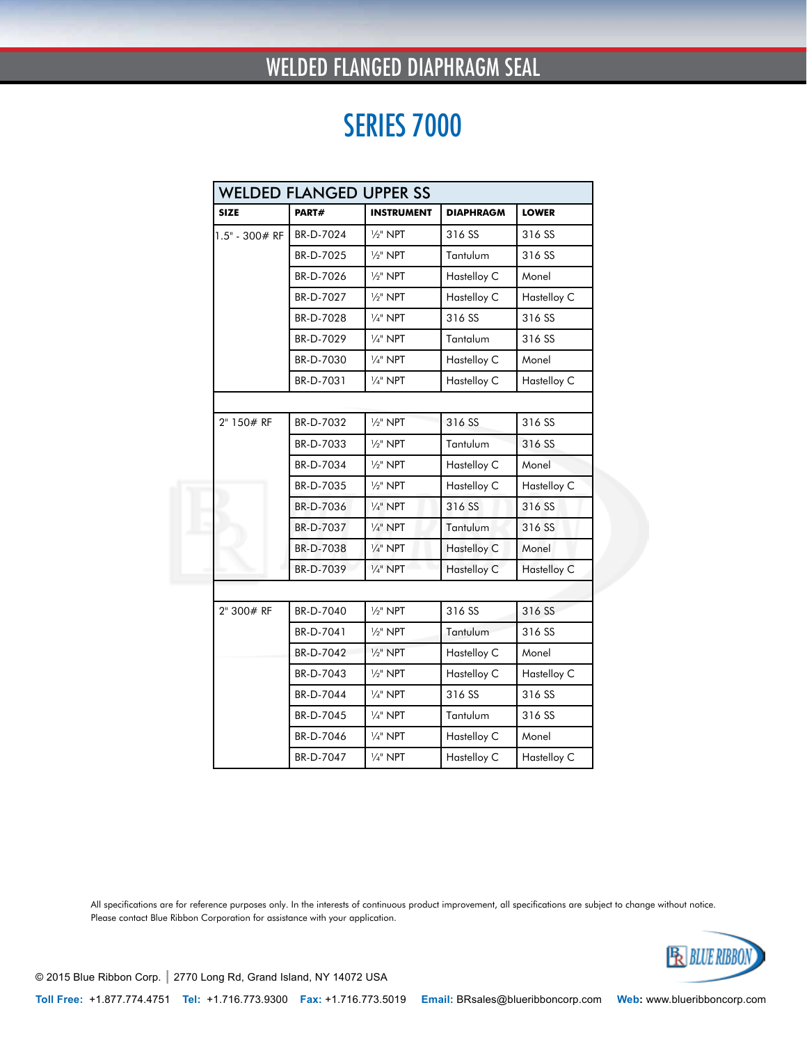# WELDED FLANGED DIAPHRAGM SEAL

## SERIES 7000

| WELDED FLANGED UPPER SS | | | | |
|---|---|---|---|---|
| **SIZE** | **PART#** | **INSTRUMENT** | **DIAPHRAGM** | **LOWER** |
| 1.5" - 300# RF | BR-D-7024 | ½" NPT | 316 SS | 316 SS |
| | BR-D-7025 | ½" NPT | Tantulum | 316 SS |
| | BR-D-7026 | ½" NPT | Hastelloy C | Monel |
| | BR-D-7027 | ½" NPT | Hastelloy C | Hastelloy C |
| | BR-D-7028 | ¼" NPT | 316 SS | 316 SS |
| | BR-D-7029 | ¼" NPT | Tantalum | 316 SS |
| | BR-D-7030 | ¼" NPT | Hastelloy C | Monel |
| | BR-D-7031 | ¼" NPT | Hastelloy C | Hastelloy C |
| | | | | |
| 2" 150# RF | BR-D-7032 | ½" NPT | 316 SS | 316 SS |
| | BR-D-7033 | ½" NPT | Tantulum | 316 SS |
| | BR-D-7034 | ½" NPT | Hastelloy C | Monel |
| | BR-D-7035 | ½" NPT | Hastelloy C | Hastelloy C |
| | BR-D-7036 | ¼" NPT | 316 SS | 316 SS |
| | BR-D-7037 | ¼" NPT | Tantulum | 316 SS |
| | BR-D-7038 | ¼" NPT | Hastelloy C | Monel |
| | BR-D-7039 | ¼" NPT | Hastelloy C | Hastelloy C |
| | | | | |
| 2" 300# RF | BR-D-7040 | ½" NPT | 316 SS | 316 SS |
| | BR-D-7041 | ½" NPT | Tantulum | 316 SS |
| | BR-D-7042 | ½" NPT | Hastelloy C | Monel |
| | BR-D-7043 | ½" NPT | Hastelloy C | Hastelloy C |
| | BR-D-7044 | ¼" NPT | 316 SS | 316 SS |
| | BR-D-7045 | ¼" NPT | Tantulum | 316 SS |
| | BR-D-7046 | ¼" NPT | Hastelloy C | Monel |
| | BR-D-7047 | ¼" NPT | Hastelloy C | Hastelloy C |

All specifications are for reference purposes only. In the interests of continuous product improvement, all specifications are subject to change without notice. Please contact Blue Ribbon Corporation for assistance with your application.

© 2015 Blue Ribbon Corp. | 2770 Long Rd, Grand Island, NY 14072 USA

**Toll Free:** +1.877.774.4751 **Tel:** +1.716.773.9300 **Fax:** +1.716.773.5019 **Email:** BRsales@blueribboncorp.com **Web:** www.blueribboncorp.com